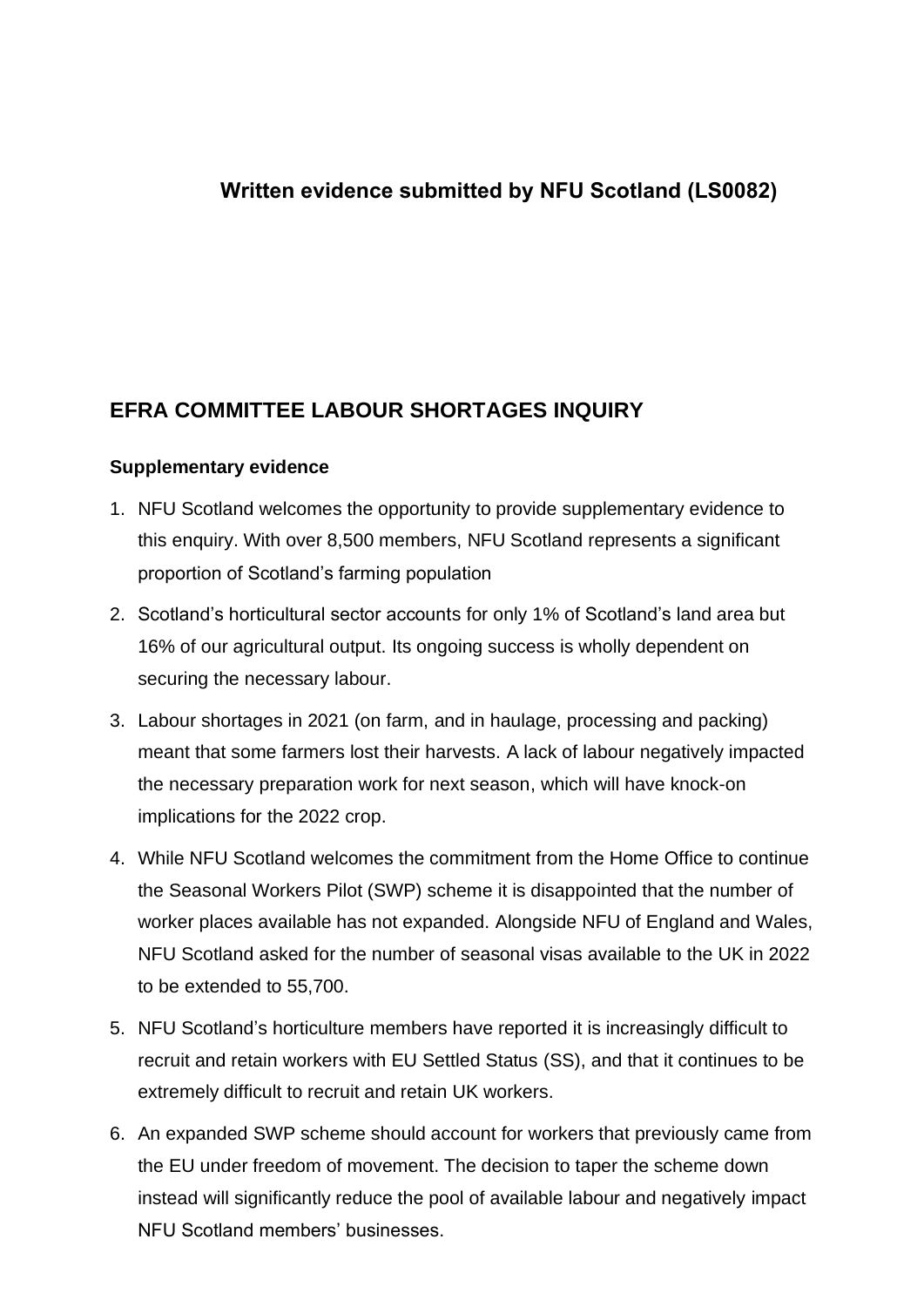# Written evidence submitted by NFU Scotland (LS0082)

## EFRA COMMITTEE LABOUR SHORTAGES INQUIRY

### Supplementary evidence

1. NFU Scotland welcomes the opportunity to provide supplementary evidence to this enquiry. With over 8,500 members, NFU Scotland represents a significant proportion of Scotland's farming population
2. Scotland's horticultural sector accounts for only 1% of Scotland's land area but 16% of our agricultural output. Its ongoing success is wholly dependent on securing the necessary labour.
3. Labour shortages in 2021 (on farm, and in haulage, processing and packing) meant that some farmers lost their harvests. A lack of labour negatively impacted the necessary preparation work for next season, which will have knock-on implications for the 2022 crop.
4. While NFU Scotland welcomes the commitment from the Home Office to continue the Seasonal Workers Pilot (SWP) scheme it is disappointed that the number of worker places available has not expanded. Alongside NFU of England and Wales, NFU Scotland asked for the number of seasonal visas available to the UK in 2022 to be extended to 55,700.
5. NFU Scotland's horticulture members have reported it is increasingly difficult to recruit and retain workers with EU Settled Status (SS), and that it continues to be extremely difficult to recruit and retain UK workers.
6. An expanded SWP scheme should account for workers that previously came from the EU under freedom of movement. The decision to taper the scheme down instead will significantly reduce the pool of available labour and negatively impact NFU Scotland members' businesses.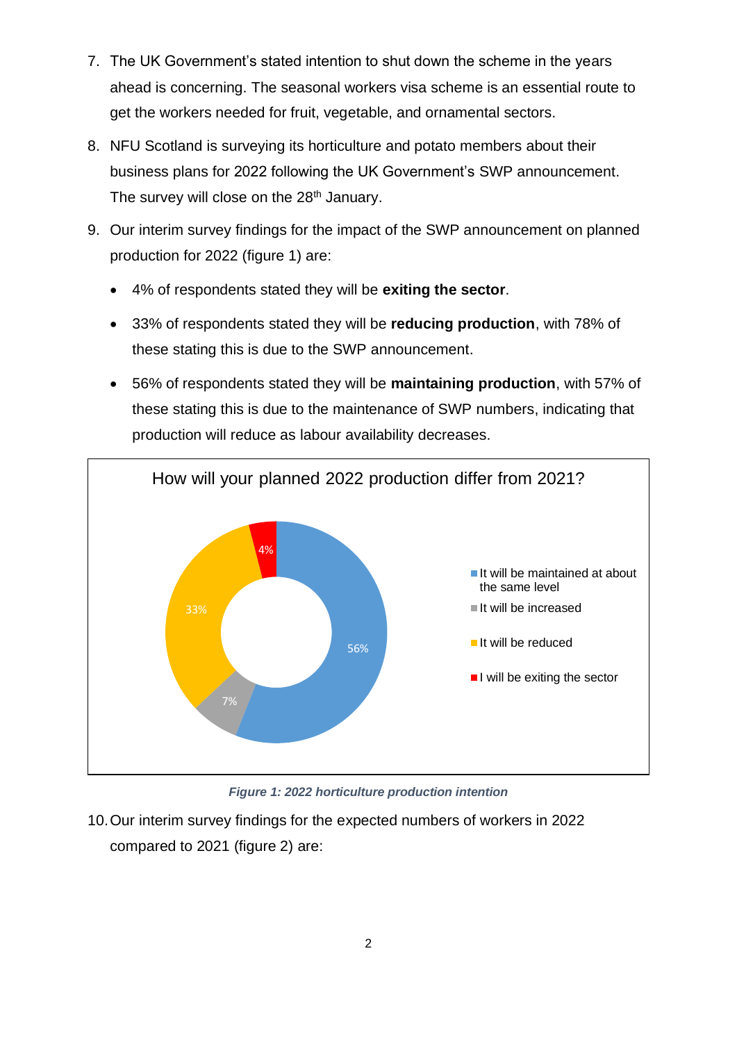7. The UK Government's stated intention to shut down the scheme in the years ahead is concerning. The seasonal workers visa scheme is an essential route to get the workers needed for fruit, vegetable, and ornamental sectors.

8. NFU Scotland is surveying its horticulture and potato members about their business plans for 2022 following the UK Government's SWP announcement. The survey will close on the 28th January.

9. Our interim survey findings for the impact of the SWP announcement on planned production for 2022 (figure 1) are:

   - 4% of respondents stated they will be **exiting the sector**.
   - 33% of respondents stated they will be **reducing production**, with 78% of these stating this is due to the SWP announcement.
   - 56% of respondents stated they will be **maintaining production**, with 57% of these stating this is due to the maintenance of SWP numbers, indicating that production will reduce as labour availability decreases.

How will your planned 2022 production differ from 2021?

| Response | % |
|---|---|
| It will be maintained at about the same level | 56% |
| It will be increased | 7% |
| It will be reduced | 33% |
| I will be exiting the sector | 4% |

*Figure 1: 2022 horticulture production intention*

10. Our interim survey findings for the expected numbers of workers in 2022 compared to 2021 (figure 2) are: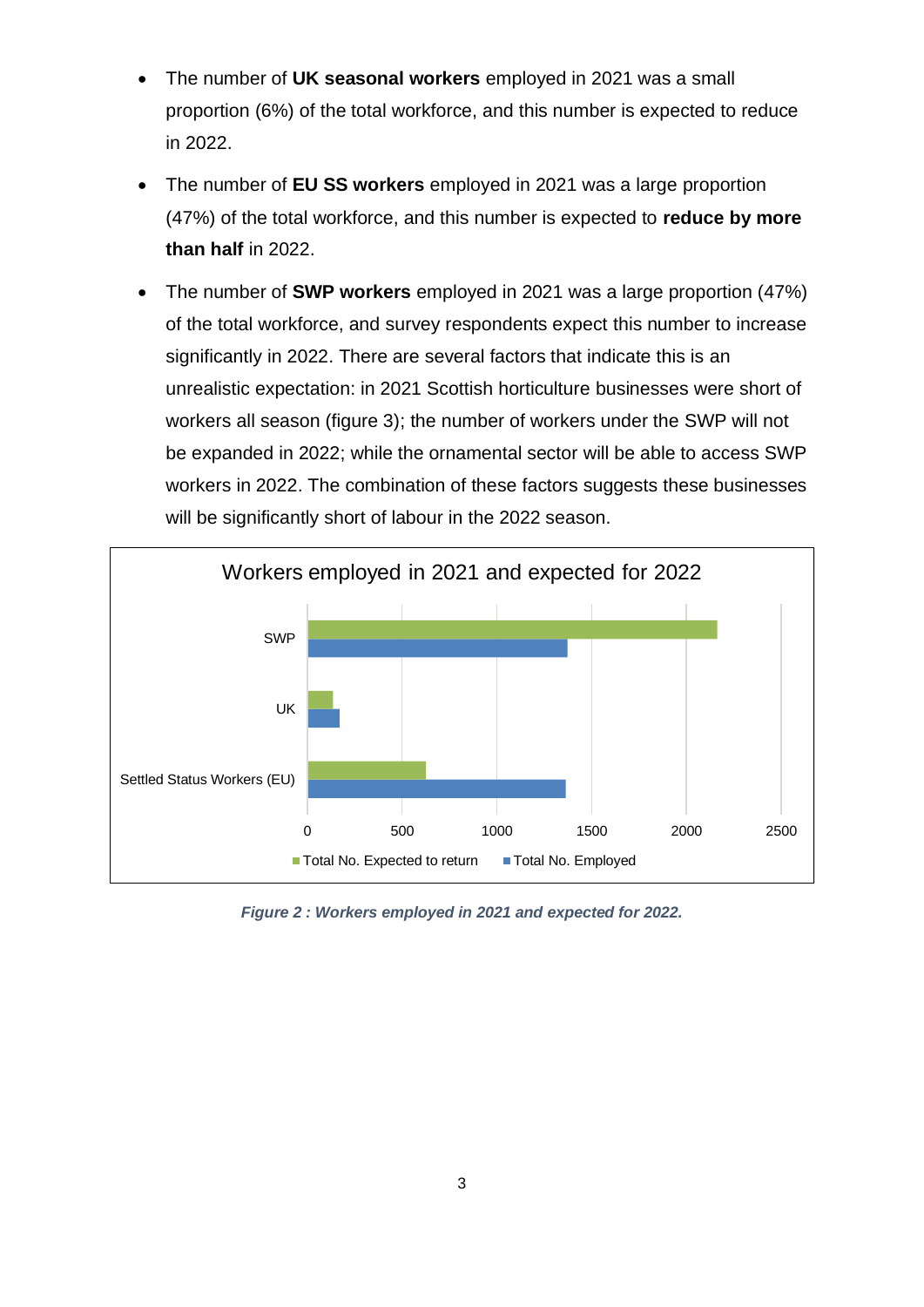- The number of **UK seasonal workers** employed in 2021 was a small proportion (6%) of the total workforce, and this number is expected to reduce in 2022.
- The number of **EU SS workers** employed in 2021 was a large proportion (47%) of the total workforce, and this number is expected to **reduce by more than half** in 2022.
- The number of **SWP workers** employed in 2021 was a large proportion (47%) of the total workforce, and survey respondents expect this number to increase significantly in 2022. There are several factors that indicate this is an unrealistic expectation: in 2021 Scottish horticulture businesses were short of workers all season (figure 3); the number of workers under the SWP will not be expanded in 2022; while the ornamental sector will be able to access SWP workers in 2022. The combination of these factors suggests these businesses will be significantly short of labour in the 2022 season.

*Figure 2 : Workers employed in 2021 and expected for 2022.*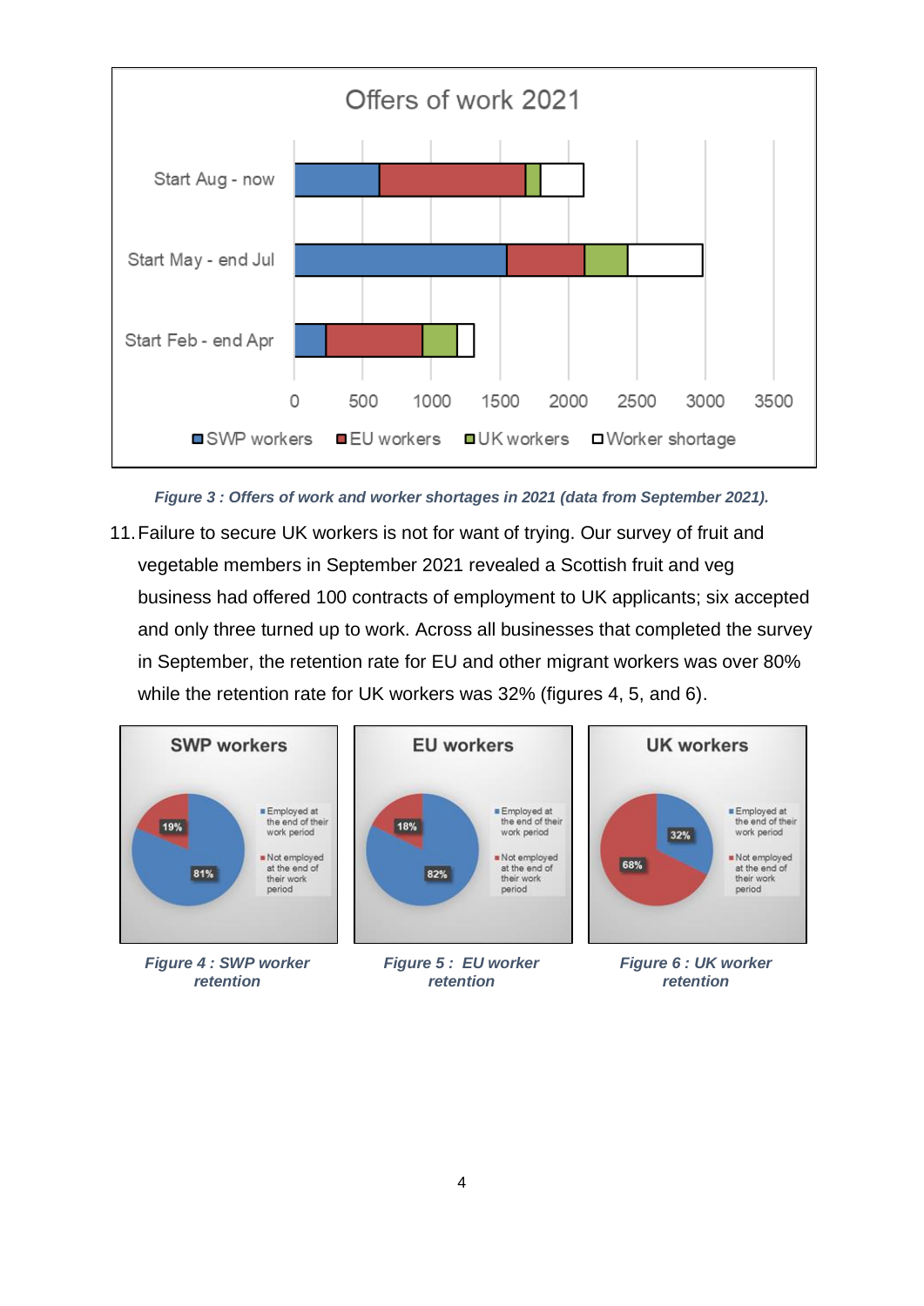Offers of work 2021

Start Aug - now

Start May - end Jul

Start Feb - end Apr

0 500 1000 1500 2000 2500 3000 3500

SWP workers EU workers UK workers Worker shortage

*Figure 3 : Offers of work and worker shortages in 2021 (data from September 2021).*

11. Failure to secure UK workers is not for want of trying. Our survey of fruit and vegetable members in September 2021 revealed a Scottish fruit and veg business had offered 100 contracts of employment to UK applicants; six accepted and only three turned up to work. Across all businesses that completed the survey in September, the retention rate for EU and other migrant workers was over 80% while the retention rate for UK workers was 32% (figures 4, 5, and 6).

SWP workers

19%

81%

Employed at the end of their work period

Not employed at the end of their work period

*Figure 4 : SWP worker retention*

EU workers

18%

82%

Employed at the end of their work period

Not employed at the end of their work period

*Figure 5 : EU worker retention*

UK workers

32%

68%

Employed at the end of their work period

Not employed at the end of their work period

*Figure 6 : UK worker retention*